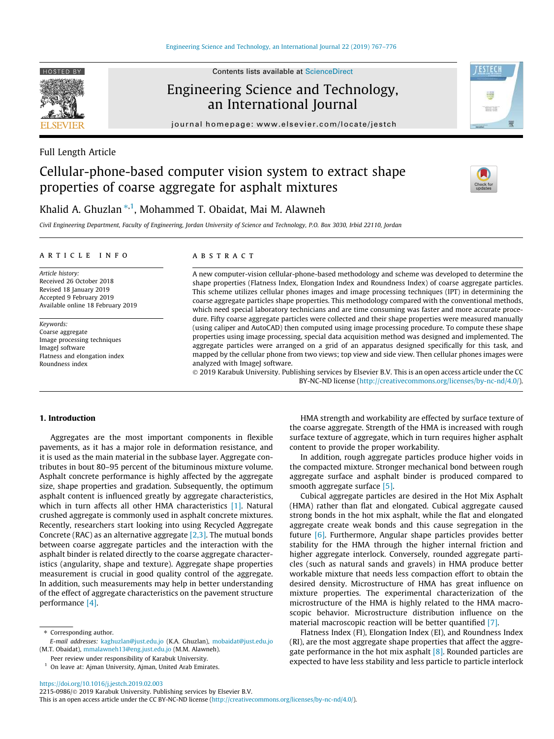Full Length Article

# Cellular-phone-based computer vision system to extract shape properties of coarse aggregate for asphalt mixtures

Khalid A. Ghuzlan [*,1], Mohammed T. Obaidat, Mai M. Alawneh

*Civil Engineering Department, Faculty of Engineering, Jordan University of Science and Technology, P.O. Box 3030, Irbid 22110, Jordan*

## ARTICLE INFO

*Article history:*
Received 26 October 2018
Revised 18 January 2019
Accepted 9 February 2019
Available online 18 February 2019

*Keywords:*
Coarse aggregate
Image processing techniques
ImageJ software
Flatness and elongation index
Roundness index

## ABSTRACT

A new computer-vision cellular-phone-based methodology and scheme was developed to determine the shape properties (Flatness Index, Elongation Index and Roundness Index) of coarse aggregate particles. This scheme utilizes cellular phones images and image processing techniques (IPT) in determining the coarse aggregate particles shape properties. This methodology compared with the conventional methods, which need special laboratory technicians and are time consuming was faster and more accurate procedure. Fifty coarse aggregate particles were collected and their shape properties were measured manually (using caliper and AutoCAD) then computed using image processing procedure. To compute these shape properties using image processing, special data acquisition method was designed and implemented. The aggregate particles were arranged on a grid of an apparatus designed specifically for this task, and mapped by the cellular phone from two views; top view and side view. Then cellular phones images were analyzed with ImageJ software.

© 2019 Karabuk University. Publishing services by Elsevier B.V. This is an open access article under the CC BY-NC-ND license (http://creativecommons.org/licenses/by-nc-nd/4.0/).

## 1. Introduction

Aggregates are the most important components in flexible pavements, as it has a major role in deformation resistance, and it is used as the main material in the subbase layer. Aggregate contributes in bout 80–95 percent of the bituminous mixture volume. Asphalt concrete performance is highly affected by the aggregate size, shape properties and gradation. Subsequently, the optimum asphalt content is influenced greatly by aggregate characteristics, which in turn affects all other HMA characteristics [1]. Natural crushed aggregate is commonly used in asphalt concrete mixtures. Recently, researchers start looking into using Recycled Aggregate Concrete (RAC) as an alternative aggregate [2,3]. The mutual bonds between coarse aggregate particles and the interaction with the asphalt binder is related directly to the coarse aggregate characteristics (angularity, shape and texture). Aggregate shape properties measurement is crucial in good quality control of the aggregate. In addition, such measurements may help in better understanding of the effect of aggregate characteristics on the pavement structure performance [4].

HMA strength and workability are effected by surface texture of the coarse aggregate. Strength of the HMA is increased with rough surface texture of aggregate, which in turn requires higher asphalt content to provide the proper workability.

In addition, rough aggregate particles produce higher voids in the compacted mixture. Stronger mechanical bond between rough aggregate surface and asphalt binder is produced compared to smooth aggregate surface [5].

Cubical aggregate particles are desired in the Hot Mix Asphalt (HMA) rather than flat and elongated. Cubical aggregate caused strong bonds in the hot mix asphalt, while the flat and elongated aggregate create weak bonds and this cause segregation in the future [6]. Furthermore, Angular shape particles provides better stability for the HMA through the higher internal friction and higher aggregate interlock. Conversely, rounded aggregate particles (such as natural sands and gravels) in HMA produce better workable mixture that needs less compaction effort to obtain the desired density. Microstructure of HMA has great influence on mixture properties. The experimental characterization of the microstructure of the HMA is highly related to the HMA macroscopic behavior. Microstructure distribution influence on the material macroscopic reaction will be better quantified [7].

Flatness Index (FI), Elongation Index (EI), and Roundness Index (RI), are the most aggregate shape properties that affect the aggregate performance in the hot mix asphalt [8]. Rounded particles are expected to have less stability and less particle to particle interlock

---

\* Corresponding author.
*E-mail addresses:* kaghuzlan@just.edu.jo (K.A. Ghuzlan), mobaidat@just.edu.jo (M.T. Obaidat), mmalawneh13@eng.just.edu.jo (M.M. Alawneh).

Peer review under responsibility of Karabuk University.

[1] On leave at: Ajman University, Ajman, United Arab Emirates.

https://doi.org/10.1016/j.jestch.2019.02.003
2215-0986/© 2019 Karabuk University. Publishing services by Elsevier B.V.
This is an open access article under the CC BY-NC-ND license (http://creativecommons.org/licenses/by-nc-nd/4.0/).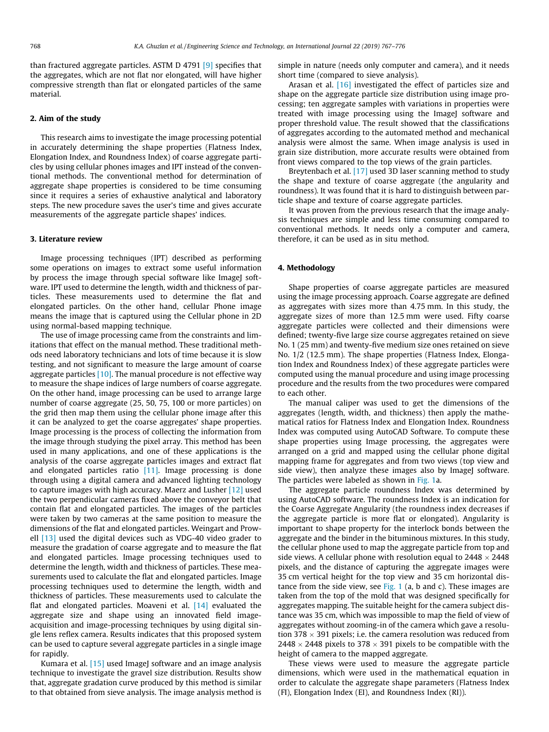than fractured aggregate particles. ASTM D 4791 [9] specifies that the aggregates, which are not flat nor elongated, will have higher compressive strength than flat or elongated particles of the same material.

## 2. Aim of the study

This research aims to investigate the image processing potential in accurately determining the shape properties (Flatness Index, Elongation Index, and Roundness Index) of coarse aggregate particles by using cellular phones images and IPT instead of the conventional methods. The conventional method for determination of aggregate shape properties is considered to be time consuming since it requires a series of exhaustive analytical and laboratory steps. The new procedure saves the user's time and gives accurate measurements of the aggregate particle shapes' indices.

## 3. Literature review

Image processing techniques (IPT) described as performing some operations on images to extract some useful information by process the image through special software like ImageJ software. IPT used to determine the length, width and thickness of particles. These measurements used to determine the flat and elongated particles. On the other hand, cellular Phone image means the image that is captured using the Cellular phone in 2D using normal-based mapping technique.

The use of image processing came from the constraints and limitations that effect on the manual method. These traditional methods need laboratory technicians and lots of time because it is slow testing, and not significant to measure the large amount of coarse aggregate particles [10]. The manual procedure is not effective way to measure the shape indices of large numbers of coarse aggregate. On the other hand, image processing can be used to arrange large number of coarse aggregate (25, 50, 75, 100 or more particles) on the grid then map them using the cellular phone image after this it can be analyzed to get the coarse aggregates' shape properties. Image processing is the process of collecting the information from the image through studying the pixel array. This method has been used in many applications, and one of these applications is the analysis of the coarse aggregate particles images and extract flat and elongated particles ratio [11]. Image processing is done through using a digital camera and advanced lighting technology to capture images with high accuracy. Maerz and Lusher [12] used the two perpendicular cameras fixed above the conveyor belt that contain flat and elongated particles. The images of the particles were taken by two cameras at the same position to measure the dimensions of the flat and elongated particles. Weingart and Prowell [13] used the digital devices such as VDG-40 video grader to measure the gradation of coarse aggregate and to measure the flat and elongated particles. Image processing techniques used to determine the length, width and thickness of particles. These measurements used to calculate the flat and elongated particles. Image processing techniques used to determine the length, width and thickness of particles. These measurements used to calculate the flat and elongated particles. Moaveni et al. [14] evaluated the aggregate size and shape using an innovated field image-acquisition and image-processing techniques by using digital single lens reflex camera. Results indicates that this proposed system can be used to capture several aggregate particles in a single image for rapidly.

Kumara et al. [15] used ImageJ software and an image analysis technique to investigate the gravel size distribution. Results show that, aggregate gradation curve produced by this method is similar to that obtained from sieve analysis. The image analysis method is simple in nature (needs only computer and camera), and it needs short time (compared to sieve analysis).

Arasan et al. [16] investigated the effect of particles size and shape on the aggregate particle size distribution using image processing; ten aggregate samples with variations in properties were treated with image processing using the ImageJ software and proper threshold value. The result showed that the classifications of aggregates according to the automated method and mechanical analysis were almost the same. When image analysis is used in grain size distribution, more accurate results were obtained from front views compared to the top views of the grain particles.

Breytenbach et al. [17] used 3D laser scanning method to study the shape and texture of coarse aggregate (the angularity and roundness). It was found that it is hard to distinguish between particle shape and texture of coarse aggregate particles.

It was proven from the previous research that the image analysis techniques are simple and less time consuming compared to conventional methods. It needs only a computer and camera, therefore, it can be used as in situ method.

## 4. Methodology

Shape properties of coarse aggregate particles are measured using the image processing approach. Coarse aggregate are defined as aggregates with sizes more than 4.75 mm. In this study, the aggregate sizes of more than 12.5 mm were used. Fifty coarse aggregate particles were collected and their dimensions were defined; twenty-five large size course aggregates retained on sieve No. 1 (25 mm) and twenty-five medium size ones retained on sieve No. 1/2 (12.5 mm). The shape properties (Flatness Index, Elongation Index and Roundness Index) of these aggregate particles were computed using the manual procedure and using image processing procedure and the results from the two procedures were compared to each other.

The manual caliper was used to get the dimensions of the aggregates (length, width, and thickness) then apply the mathematical ratios for Flatness Index and Elongation Index. Roundness Index was computed using AutoCAD Software. To compute these shape properties using Image processing, the aggregates were arranged on a grid and mapped using the cellular phone digital mapping frame for aggregates and from two views (top view and side view), then analyze these images also by ImageJ software. The particles were labeled as shown in Fig. 1a.

The aggregate particle roundness Index was determined by using AutoCAD software. The roundness Index is an indication for the Coarse Aggregate Angularity (the roundness index decreases if the aggregate particle is more flat or elongated). Angularity is important to shape property for the interlock bonds between the aggregate and the binder in the bituminous mixtures. In this study, the cellular phone used to map the aggregate particle from top and side views. A cellular phone with resolution equal to $2448 \times 2448$ pixels, and the distance of capturing the aggregate images were 35 cm vertical height for the top view and 35 cm horizontal distance from the side view, see Fig. 1 (a, b and c). These images are taken from the top of the mold that was designed specifically for aggregates mapping. The suitable height for the camera subject distance was 35 cm, which was impossible to map the field of view of aggregates without zooming-in of the camera which gave a resolution $378 \times 391$ pixels; i.e. the camera resolution was reduced from $2448 \times 2448$ pixels to $378 \times 391$ pixels to be compatible with the height of camera to the mapped aggregate.

These views were used to measure the aggregate particle dimensions, which were used in the mathematical equation in order to calculate the aggregate shape parameters (Flatness Index (FI), Elongation Index (EI), and Roundness Index (RI)).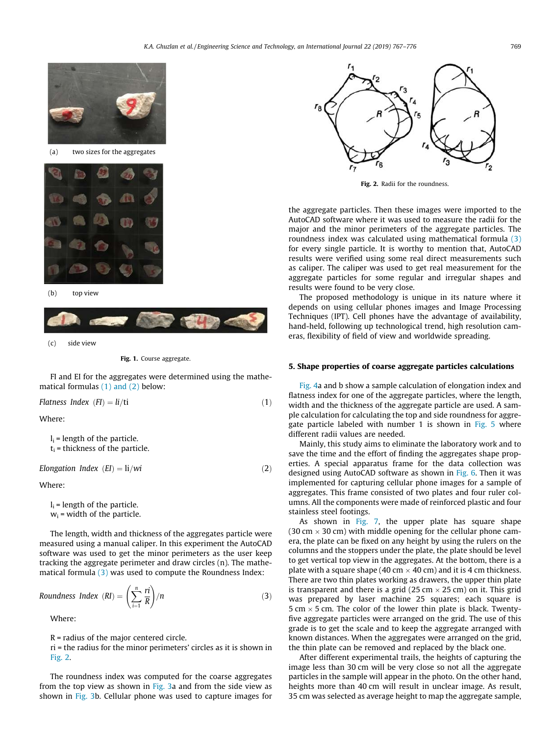(a) two sizes for the aggregates

(b) top view

(c) side view

**Fig. 1.** Course aggregate.

FI and EI for the aggregates were determined using the mathematical formulas (1) and (2) below:

$$Flatness\ Index\ (FI) = li/ti \tag{1}$$

Where:

$l_i$ = length of the particle.
$t_i$ = thickness of the particle.

$$Elongation\ Index\ (EI) = li/wi \tag{2}$$

Where:

$l_i$ = length of the particle.
$w_i$ = width of the particle.

The length, width and thickness of the aggregates particle were measured using a manual caliper. In this experiment the AutoCAD software was used to get the minor perimeters as the user keep tracking the aggregate perimeter and draw circles (n). The mathematical formula (3) was used to compute the Roundness Index:

$$Roundness\ Index\ (RI) = \left(\sum_{i=1}^{n} \frac{ri}{R}\right)/n \tag{3}$$

Where:

R = radius of the major centered circle.
ri = the radius for the minor perimeters' circles as it is shown in Fig. 2.

The roundness index was computed for the coarse aggregates from the top view as shown in Fig. 3a and from the side view as shown in Fig. 3b. Cellular phone was used to capture images for the aggregate particles. Then these images were imported to the AutoCAD software where it was used to measure the radii for the major and the minor perimeters of the aggregate particles. The roundness index was calculated using mathematical formula (3) for every single particle. It is worthy to mention that, AutoCAD results were verified using some real direct measurements such as caliper. The caliper was used to get real measurement for the aggregate particles for some regular and irregular shapes and results were found to be very close.

**Fig. 2.** Radii for the roundness.

The proposed methodology is unique in its nature where it depends on using cellular phones images and Image Processing Techniques (IPT). Cell phones have the advantage of availability, hand-held, following up technological trend, high resolution cameras, flexibility of field of view and worldwide spreading.

## 5. Shape properties of coarse aggregate particles calculations

Fig. 4a and b show a sample calculation of elongation index and flatness index for one of the aggregate particles, where the length, width and the thickness of the aggregate particle are used. A sample calculation for calculating the top and side roundness for aggregate particle labeled with number 1 is shown in Fig. 5 where different radii values are needed.

Mainly, this study aims to eliminate the laboratory work and to save the time and the effort of finding the aggregates shape properties. A special apparatus frame for the data collection was designed using AutoCAD software as shown in Fig. 6. Then it was implemented for capturing cellular phone images for a sample of aggregates. This frame consisted of two plates and four ruler columns. All the components were made of reinforced plastic and four stainless steel footings.

As shown in Fig. 7, the upper plate has square shape (30 cm × 30 cm) with middle opening for the cellular phone camera, the plate can be fixed on any height by using the rulers on the columns and the stoppers under the plate, the plate should be level to get vertical top view in the aggregates. At the bottom, there is a plate with a square shape (40 cm × 40 cm) and it is 4 cm thickness. There are two thin plates working as drawers, the upper thin plate is transparent and there is a grid (25 cm × 25 cm) on it. This grid was prepared by laser machine 25 squares; each square is 5 cm × 5 cm. The color of the lower thin plate is black. Twenty-five aggregate particles were arranged on the grid. The use of this grade is to get the scale and to keep the aggregate arranged with known distances. When the aggregates were arranged on the grid, the thin plate can be removed and replaced by the black one.

After different experimental trails, the heights of capturing the image less than 30 cm will be very close so not all the aggregate particles in the sample will appear in the photo. On the other hand, heights more than 40 cm will result in unclear image. As result, 35 cm was selected as average height to map the aggregate sample,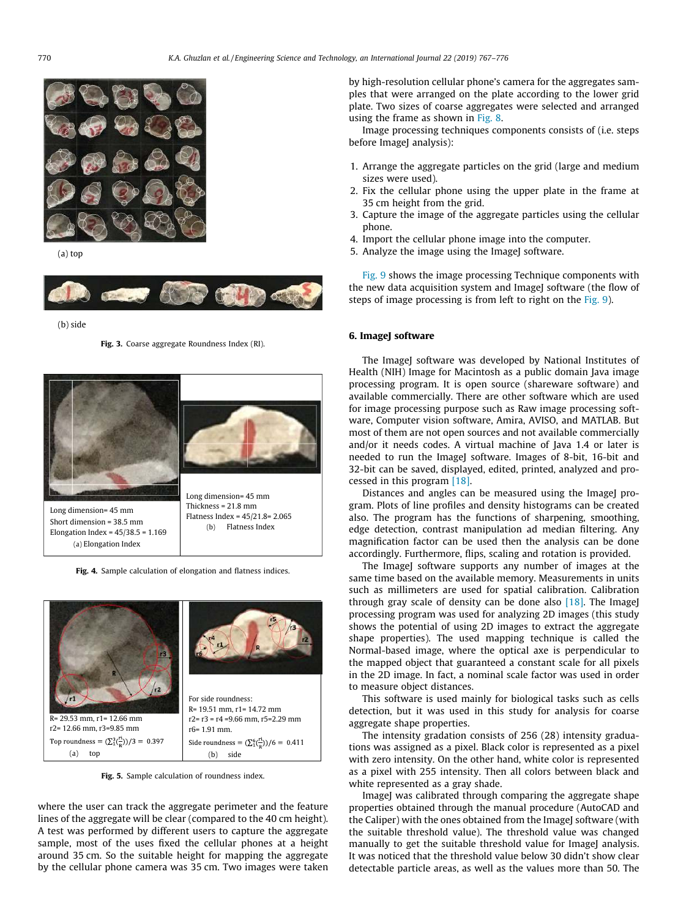(a) top

(b) side

**Fig. 3.** Coarse aggregate Roundness Index (RI).

Long dimension= 45 mm
Short dimension = 38.5 mm
Elongation Index = 45/38.5 = 1.169
(a) Elongation Index

Long dimension= 45 mm
Thickness = 21.8 mm
Flatness Index = 45/21.8= 2.065
(b) Flatness Index

**Fig. 4.** Sample calculation of elongation and flatness indices.

R= 29.53 mm, r1= 12.66 mm
r2= 12.66 mm, r3=9.85 mm
Top roundness = $(\sum_1^3(\frac{r_i}{R}))/3 = 0.397$
(a) top

For side roundness:
R= 19.51 mm, r1= 14.72 mm
r2= r3 = r4 =9.66 mm, r5=2.29 mm
r6= 1.91 mm.
Side roundness = $(\sum_1^6(\frac{r_i}{R}))/6 = 0.411$
(b) side

**Fig. 5.** Sample calculation of roundness index.

where the user can track the aggregate perimeter and the feature lines of the aggregate will be clear (compared to the 40 cm height). A test was performed by different users to capture the aggregate sample, most of the uses fixed the cellular phones at a height around 35 cm. So the suitable height for mapping the aggregate by the cellular phone camera was 35 cm. Two images were taken by high-resolution cellular phone's camera for the aggregates samples that were arranged on the plate according to the lower grid plate. Two sizes of coarse aggregates were selected and arranged using the frame as shown in Fig. 8.

Image processing techniques components consists of (i.e. steps before ImageJ analysis):

1. Arrange the aggregate particles on the grid (large and medium sizes were used).
2. Fix the cellular phone using the upper plate in the frame at 35 cm height from the grid.
3. Capture the image of the aggregate particles using the cellular phone.
4. Import the cellular phone image into the computer.
5. Analyze the image using the ImageJ software.

Fig. 9 shows the image processing Technique components with the new data acquisition system and ImageJ software (the flow of steps of image processing is from left to right on the Fig. 9).

## 6. ImageJ software

The ImageJ software was developed by National Institutes of Health (NIH) Image for Macintosh as a public domain Java image processing program. It is open source (shareware software) and available commercially. There are other software which are used for image processing purpose such as Raw image processing software, Computer vision software, Amira, AVISO, and MATLAB. But most of them are not open sources and not available commercially and/or it needs codes. A virtual machine of Java 1.4 or later is needed to run the ImageJ software. Images of 8-bit, 16-bit and 32-bit can be saved, displayed, edited, printed, analyzed and processed in this program [18].

Distances and angles can be measured using the ImageJ program. Plots of line profiles and density histograms can be created also. The program has the functions of sharpening, smoothing, edge detection, contrast manipulation ad median filtering. Any magnification factor can be used then the analysis can be done accordingly. Furthermore, flips, scaling and rotation is provided.

The ImageJ software supports any number of images at the same time based on the available memory. Measurements in units such as millimeters are used for spatial calibration. Calibration through gray scale of density can be done also [18]. The ImageJ processing program was used for analyzing 2D images (this study shows the potential of using 2D images to extract the aggregate shape properties). The used mapping technique is called the Normal-based image, where the optical axe is perpendicular to the mapped object that guaranteed a constant scale for all pixels in the 2D image. In fact, a nominal scale factor was used in order to measure object distances.

This software is used mainly for biological tasks such as cells detection, but it was used in this study for analysis for coarse aggregate shape properties.

The intensity gradation consists of 256 ($2^8$) intensity graduations was assigned as a pixel. Black color is represented as a pixel with zero intensity. On the other hand, white color is represented as a pixel with 255 intensity. Then all colors between black and white represented as a gray shade.

ImageJ was calibrated through comparing the aggregate shape properties obtained through the manual procedure (AutoCAD and the Caliper) with the ones obtained from the ImageJ software (with the suitable threshold value). The threshold value was changed manually to get the suitable threshold value for ImageJ analysis. It was noticed that the threshold value below 30 didn't show clear detectable particle areas, as well as the values more than 50. The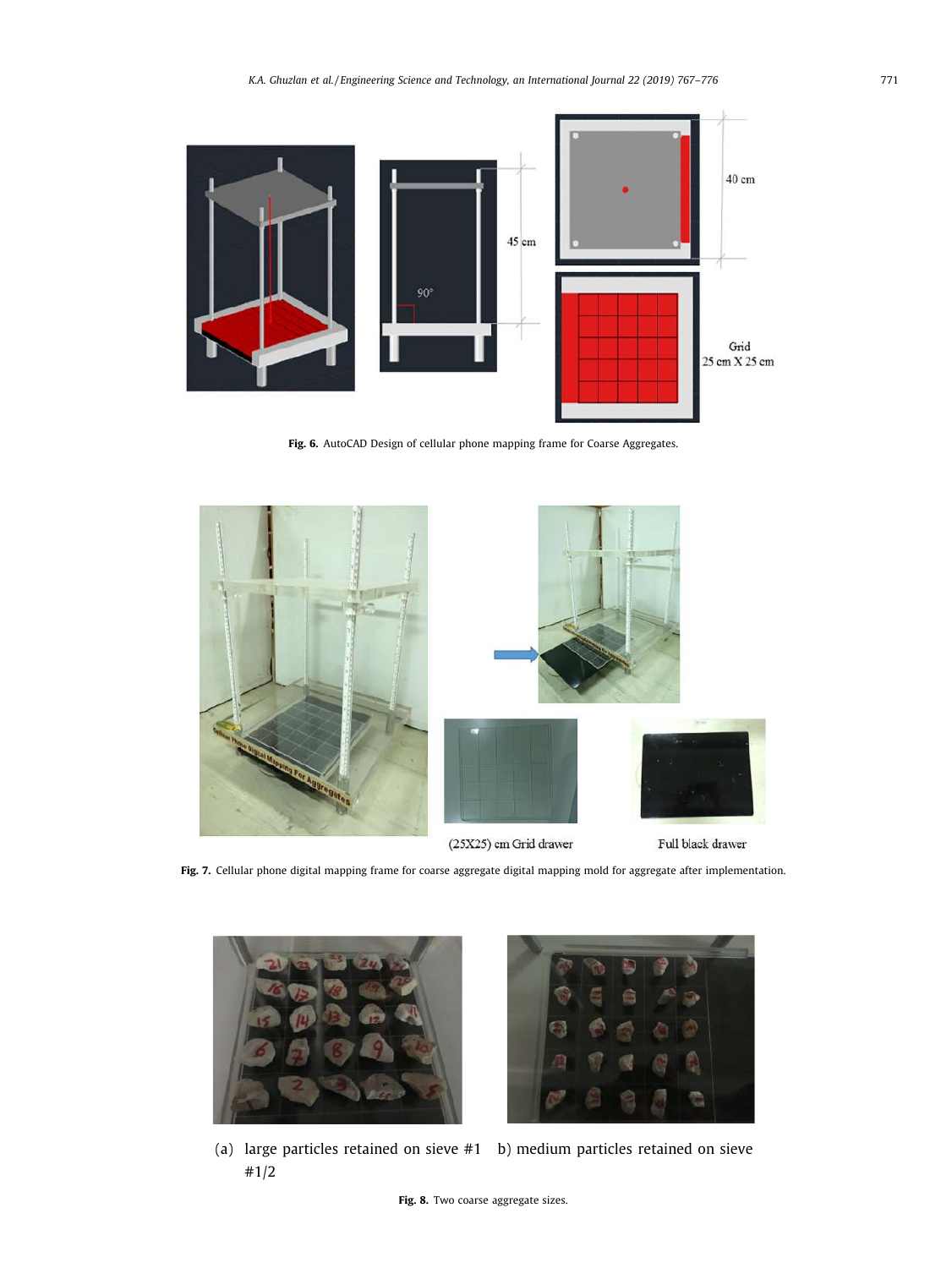Fig. 6. AutoCAD Design of cellular phone mapping frame for Coarse Aggregates.

Fig. 7. Cellular phone digital mapping frame for coarse aggregate digital mapping mold for aggregate after implementation.

(a) large particles retained on sieve #1 b) medium particles retained on sieve #1/2

Fig. 8. Two coarse aggregate sizes.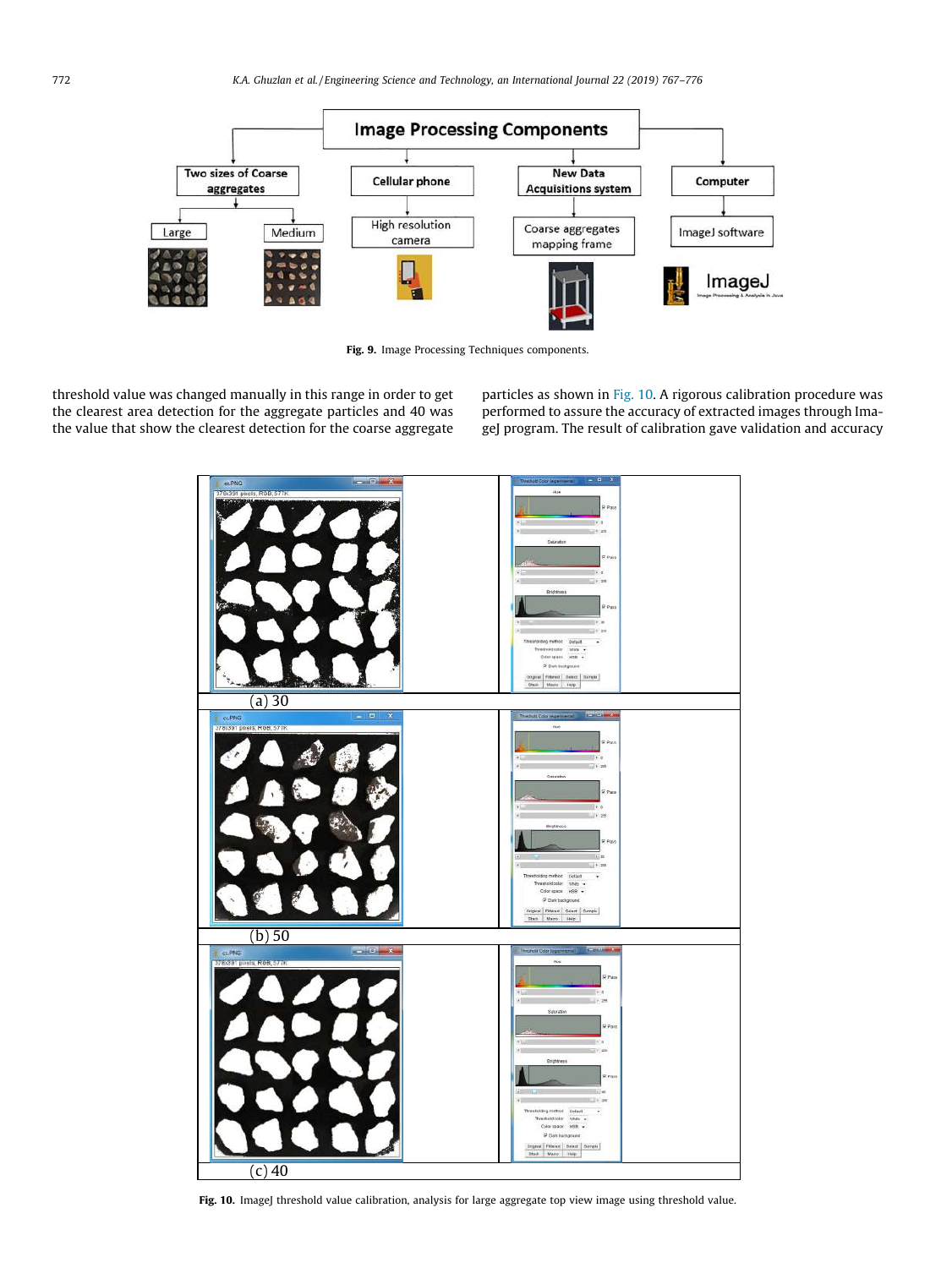Fig. 9. Image Processing Techniques components.

threshold value was changed manually in this range in order to get the clearest area detection for the aggregate particles and 40 was the value that show the clearest detection for the coarse aggregate particles as shown in Fig. 10. A rigorous calibration procedure was performed to assure the accuracy of extracted images through ImageJ program. The result of calibration gave validation and accuracy

(a) 30

(b) 50

(c) 40

Fig. 10. ImageJ threshold value calibration, analysis for large aggregate top view image using threshold value.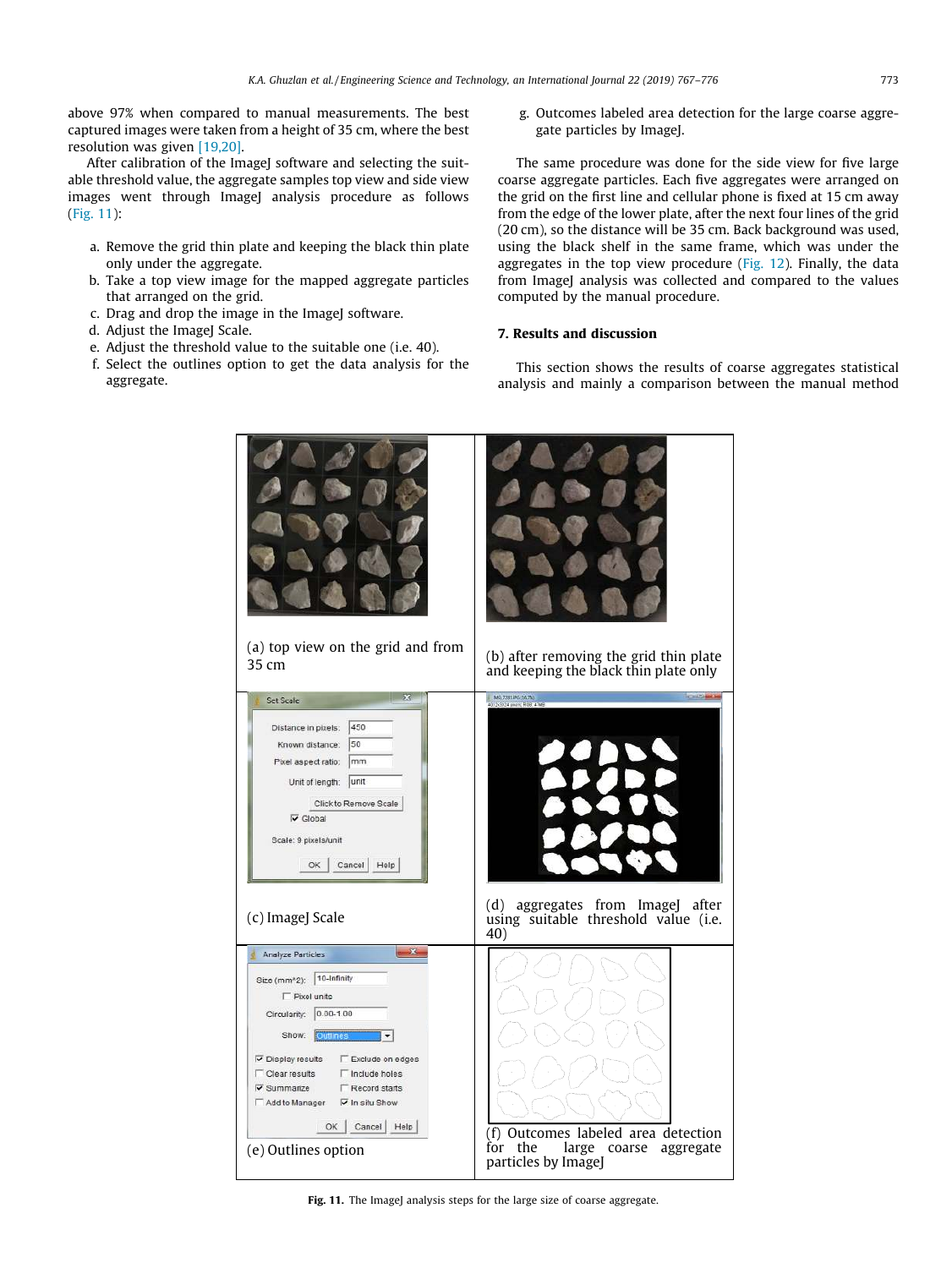above 97% when compared to manual measurements. The best captured images were taken from a height of 35 cm, where the best resolution was given [19,20].

After calibration of the ImageJ software and selecting the suitable threshold value, the aggregate samples top view and side view images went through ImageJ analysis procedure as follows (Fig. 11):

a. Remove the grid thin plate and keeping the black thin plate only under the aggregate.
b. Take a top view image for the mapped aggregate particles that arranged on the grid.
c. Drag and drop the image in the ImageJ software.
d. Adjust the ImageJ Scale.
e. Adjust the threshold value to the suitable one (i.e. 40).
f. Select the outlines option to get the data analysis for the aggregate.
g. Outcomes labeled area detection for the large coarse aggregate particles by ImageJ.

The same procedure was done for the side view for five large coarse aggregate particles. Each five aggregates were arranged on the grid on the first line and cellular phone is fixed at 15 cm away from the edge of the lower plate, after the next four lines of the grid (20 cm), so the distance will be 35 cm. Back background was used, using the black shelf in the same frame, which was under the aggregates in the top view procedure (Fig. 12). Finally, the data from ImageJ analysis was collected and compared to the values computed by the manual procedure.

## 7. Results and discussion

This section shows the results of coarse aggregates statistical analysis and mainly a comparison between the manual method

(a) top view on the grid and from 35 cm

(b) after removing the grid thin plate and keeping the black thin plate only

(c) ImageJ Scale

(d) aggregates from ImageJ after using suitable threshold value (i.e. 40)

(e) Outlines option

(f) Outcomes labeled area detection for the large coarse aggregate particles by ImageJ

**Fig. 11.** The ImageJ analysis steps for the large size of coarse aggregate.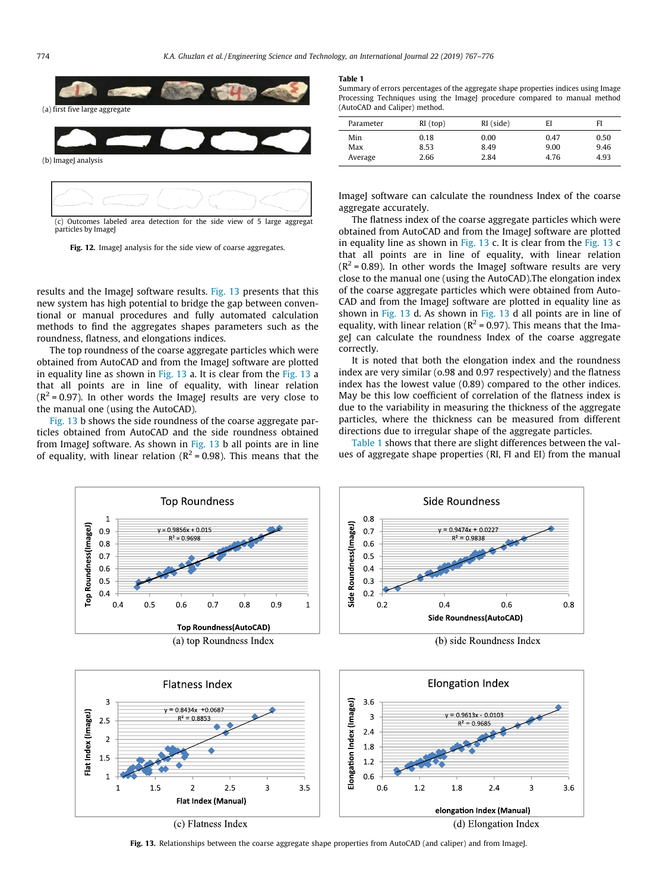(a) first five large aggregate

(b) ImageJ analysis

(c) Outcomes labeled area detection for the side view of 5 large aggregat particles by ImageJ

**Fig. 12.** ImageJ analysis for the side view of coarse aggregates.

results and the ImageJ software results. Fig. 13 presents that this new system has high potential to bridge the gap between conventional or manual procedures and fully automated calculation methods to find the aggregates shapes parameters such as the roundness, flatness, and elongations indices.

The top roundness of the coarse aggregate particles which were obtained from AutoCAD and from the ImageJ software are plotted in equality line as shown in Fig. 13 a. It is clear from the Fig. 13 a that all points are in line of equality, with linear relation ($R^2 = 0.97$). In other words the ImageJ results are very close to the manual one (using the AutoCAD).

Fig. 13 b shows the side roundness of the coarse aggregate particles obtained from AutoCAD and the side roundness obtained from ImageJ software. As shown in Fig. 13 b all points are in line of equality, with linear relation ($R^2 = 0.98$). This means that the ImageJ software can calculate the roundness Index of the coarse aggregate accurately.

The flatness index of the coarse aggregate particles which were obtained from AutoCAD and from the ImageJ software are plotted in equality line as shown in Fig. 13 c. It is clear from the Fig. 13 c that all points are in line of equality, with linear relation ($R^2 = 0.89$). In other words the ImageJ software results are very close to the manual one (using the AutoCAD).The elongation index of the coarse aggregate particles which were obtained from AutoCAD and from the ImageJ software are plotted in equality line as shown in Fig. 13 d. As shown in Fig. 13 d all points are in line of equality, with linear relation ($R^2 = 0.97$). This means that the ImageJ can calculate the roundness Index of the coarse aggregate correctly.

It is noted that both the elongation index and the roundness index are very similar (0.98 and 0.97 respectively) and the flatness index has the lowest value (0.89) compared to the other indices. May be this low coefficient of correlation of the flatness index is due to the variability in measuring the thickness of the aggregate particles, where the thickness can be measured from different directions due to irregular shape of the aggregate particles.

Table 1 shows that there are slight differences between the values of aggregate shape properties (RI, FI and EI) from the manual

**Table 1**
Summary of errors percentages of the aggregate shape properties indices using Image Processing Techniques using the ImageJ procedure compared to manual method (AutoCAD and Caliper) method.

| Parameter | RI (top) | RI (side) | EI | FI |
|---|---|---|---|---|
| Min | 0.18 | 0.00 | 0.47 | 0.50 |
| Max | 8.53 | 8.49 | 9.00 | 9.46 |
| Average | 2.66 | 2.84 | 4.76 | 4.93 |

(a) top Roundness Index

(b) side Roundness Index

(c) Flatness Index

(d) Elongation Index

**Fig. 13.** Relationships between the coarse aggregate shape properties from AutoCAD (and caliper) and from ImageJ.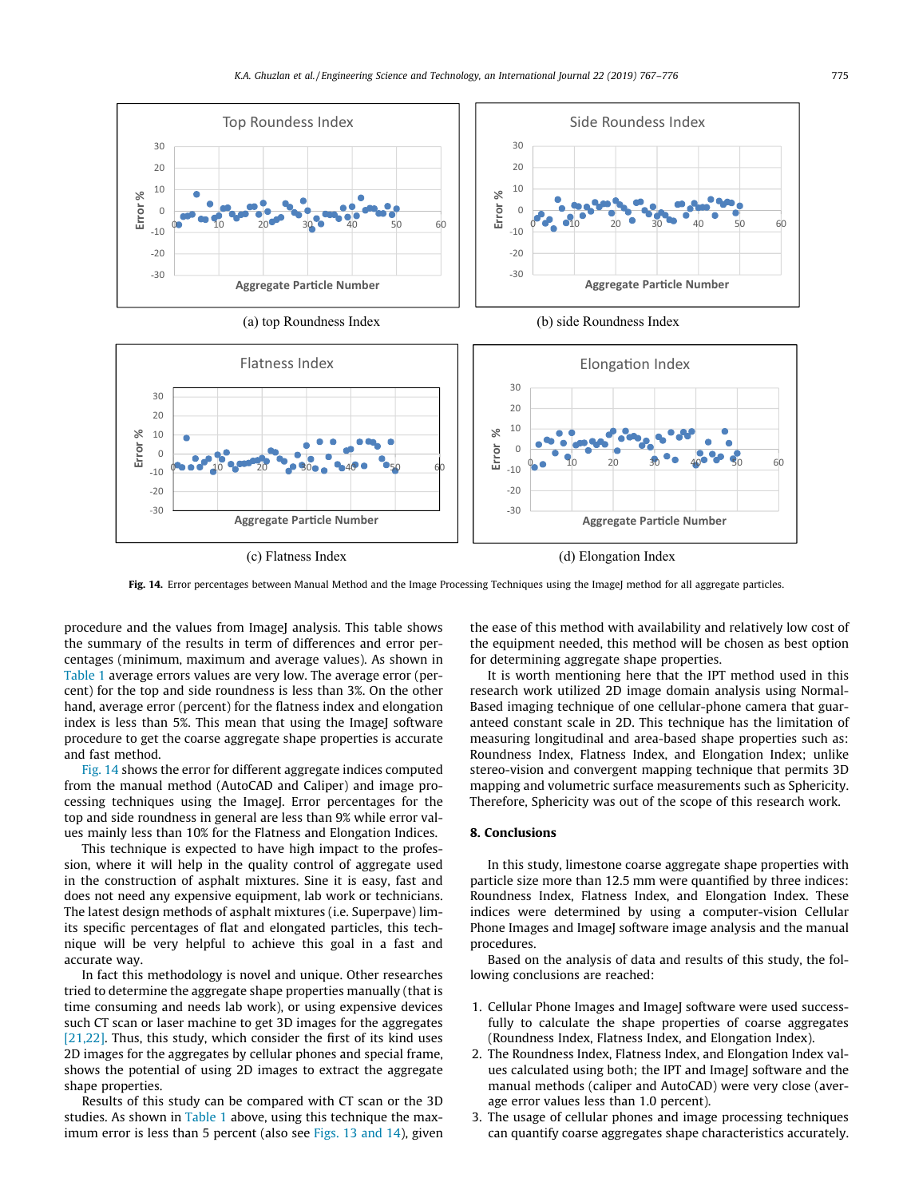(a) top Roundness Index

(b) side Roundness Index

(c) Flatness Index

(d) Elongation Index

**Fig. 14.** Error percentages between Manual Method and the Image Processing Techniques using the ImageJ method for all aggregate particles.

procedure and the values from ImageJ analysis. This table shows the summary of the results in term of differences and error percentages (minimum, maximum and average values). As shown in Table 1 average errors values are very low. The average error (percent) for the top and side roundness is less than 3%. On the other hand, average error (percent) for the flatness index and elongation index is less than 5%. This mean that using the ImageJ software procedure to get the coarse aggregate shape properties is accurate and fast method.

Fig. 14 shows the error for different aggregate indices computed from the manual method (AutoCAD and Caliper) and image processing techniques using the ImageJ. Error percentages for the top and side roundness in general are less than 9% while error values are mainly less than 10% for the Flatness and Elongation Indices.

This technique is expected to have high impact to the profession, where it will help in the quality control of aggregate used in the construction of asphalt mixtures. Sine it is easy, fast and does not need any expensive equipment, lab work or technicians. The latest design methods of asphalt mixtures (i.e. Superpave) limits specific percentages of flat and elongated particles, this technique will be very helpful to achieve this goal in a fast and accurate way.

In fact this methodology is novel and unique. Other researches tried to determine the aggregate shape properties manually (that is time consuming and needs lab work), or using expensive devices such CT scan or laser machine to get 3D images for the aggregates [21,22]. Thus, this study, which consider the first of its kind uses 2D images for the aggregates by cellular phones and special frame, shows the potential of using 2D images to extract the aggregate shape properties.

Results of this study can be compared with CT scan or the 3D studies. As shown in Table 1 above, using this technique the maximum error is less than 5 percent (also see Figs. 13 and 14), given the ease of this method with availability and relatively low cost of the equipment needed, this method will be chosen as best option for determining aggregate shape properties.

It is worth mentioning here that the IPT method used in this research work utilized 2D image domain analysis using Normal-Based imaging technique of one cellular-phone camera that guaranteed constant scale in 2D. This technique has the limitation of measuring longitudinal and area-based shape properties such as: Roundness Index, Flatness Index, and Elongation Index; unlike stereo-vision and convergent mapping technique that permits 3D mapping and volumetric surface measurements such as Sphericity. Therefore, Sphericity was out of the scope of this research work.

## 8. Conclusions

In this study, limestone coarse aggregate shape properties with particle size more than 12.5 mm were quantified by three indices: Roundness Index, Flatness Index, and Elongation Index. These indices were determined by using a computer-vision Cellular Phone Images and ImageJ software image analysis and the manual procedures.

Based on the analysis of data and results of this study, the following conclusions are reached:

1. Cellular Phone Images and ImageJ software were used successfully to calculate the shape properties of coarse aggregates (Roundness Index, Flatness Index, and Elongation Index).
2. The Roundness Index, Flatness Index, and Elongation Index values calculated using both; the IPT and ImageJ software and the manual methods (caliper and AutoCAD) were very close (average error values less than 1.0 percent).
3. The usage of cellular phones and image processing techniques can quantify coarse aggregates shape characteristics accurately.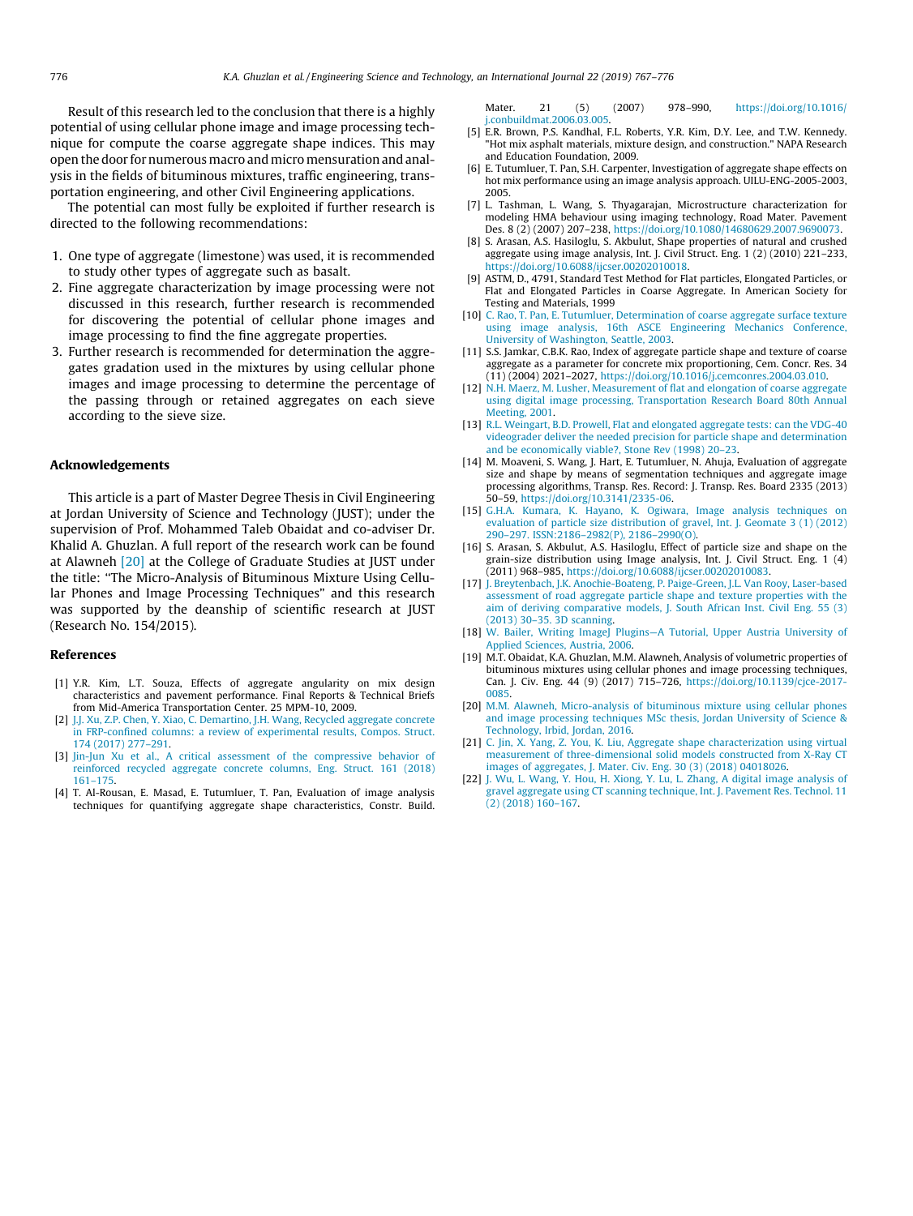Result of this research led to the conclusion that there is a highly potential of using cellular phone image and image processing technique for compute the coarse aggregate shape indices. This may open the door for numerous macro and micro mensuration and analysis in the fields of bituminous mixtures, traffic engineering, transportation engineering, and other Civil Engineering applications.

The potential can most fully be exploited if further research is directed to the following recommendations:

1. One type of aggregate (limestone) was used, it is recommended to study other types of aggregate such as basalt.
2. Fine aggregate characterization by image processing were not discussed in this research, further research is recommended for discovering the potential of cellular phone images and image processing to find the fine aggregate properties.
3. Further research is recommended for determination the aggregates gradation used in the mixtures by using cellular phone images and image processing to determine the percentage of the passing through or retained aggregates on each sieve according to the sieve size.

## Acknowledgements

This article is a part of Master Degree Thesis in Civil Engineering at Jordan University of Science and Technology (JUST); under the supervision of Prof. Mohammed Taleb Obaidat and co-adviser Dr. Khalid A. Ghuzlan. A full report of the research work can be found at Alawneh [20] at the College of Graduate Studies at JUST under the title: "The Micro-Analysis of Bituminous Mixture Using Cellular Phones and Image Processing Techniques" and this research was supported by the deanship of scientific research at JUST (Research No. 154/2015).

## References

[1] Y.R. Kim, L.T. Souza, Effects of aggregate angularity on mix design characteristics and pavement performance. Final Reports & Technical Briefs from Mid-America Transportation Center. 25 MPM-10, 2009.

[2] J.J. Xu, Z.P. Chen, Y. Xiao, C. Demartino, J.H. Wang, Recycled aggregate concrete in FRP-confined columns: a review of experimental results, Compos. Struct. 174 (2017) 277–291.

[3] Jin-Jun Xu et al., A critical assessment of the compressive behavior of reinforced recycled aggregate concrete columns, Eng. Struct. 161 (2018) 161–175.

[4] T. Al-Rousan, E. Masad, E. Tutumluer, T. Pan, Evaluation of image analysis techniques for quantifying aggregate shape characteristics, Constr. Build. Mater. 21 (5) (2007) 978–990, https://doi.org/10.1016/j.conbuildmat.2006.03.005.

[5] E.R. Brown, P.S. Kandhal, F.L. Roberts, Y.R. Kim, D.Y. Lee, and T.W. Kennedy. "Hot mix asphalt materials, mixture design, and construction." NAPA Research and Education Foundation, 2009.

[6] E. Tutumluer, T. Pan, S.H. Carpenter, Investigation of aggregate shape effects on hot mix performance using an image analysis approach. UILU-ENG-2005-2003, 2005.

[7] L. Tashman, L. Wang, S. Thyagarajan, Microstructure characterization for modeling HMA behaviour using imaging technology, Road Mater. Pavement Des. 8 (2) (2007) 207–238, https://doi.org/10.1080/14680629.2007.9690073.

[8] S. Arasan, A.S. Hasiloglu, S. Akbulut, Shape properties of natural and crushed aggregate using image analysis, Int. J. Civil Struct. Eng. 1 (2) (2010) 221–233, https://doi.org/10.6088/ijcser.00202010018.

[9] ASTM, D., 4791, Standard Test Method for Flat particles, Elongated Particles, or Flat and Elongated Particles in Coarse Aggregate. In American Society for Testing and Materials, 1999

[10] C. Rao, T. Pan, E. Tutumluer, Determination of coarse aggregate surface texture using image analysis, 16th ASCE Engineering Mechanics Conference, University of Washington, Seattle, 2003.

[11] S.S. Jamkar, C.B.K. Rao, Index of aggregate particle shape and texture of coarse aggregate as a parameter for concrete mix proportioning, Cem. Concr. Res. 34 (11) (2004) 2021–2027, https://doi.org/10.1016/j.cemconres.2004.03.010.

[12] N.H. Maerz, M. Lusher, Measurement of flat and elongation of coarse aggregate using digital image processing, Transportation Research Board 80th Annual Meeting, 2001.

[13] R.L. Weingart, B.D. Prowell, Flat and elongated aggregate tests: can the VDG-40 videograder deliver the needed precision for particle shape and determination and be economically viable?, Stone Rev (1998) 20–23.

[14] M. Moaveni, S. Wang, J. Hart, E. Tutumluer, N. Ahuja, Evaluation of aggregate size and shape by means of segmentation techniques and aggregate image processing algorithms, Transp. Res. Record: J. Transp. Res. Board 2335 (2013) 50–59, https://doi.org/10.3141/2335-06.

[15] G.H.A. Kumara, K. Hayano, K. Ogiwara, Image analysis techniques on evaluation of particle size distribution of gravel, Int. J. Geomate 3 (1) (2012) 290–297. ISSN:2186–2982(P), 2186–2990(O).

[16] S. Arasan, S. Akbulut, A.S. Hasiloglu, Effect of particle size and shape on the grain-size distribution using Image analysis, Int. J. Civil Struct. Eng. 1 (4) (2011) 968–985, https://doi.org/10.6088/ijcser.00202010083.

[17] J. Breytenbach, J.K. Anochie-Boateng, P. Paige-Green, J.L. Van Rooy, Laser-based assessment of road aggregate particle shape and texture properties with the aim of deriving comparative models, J. South African Inst. Civil Eng. 55 (3) (2013) 30–35. 3D scanning.

[18] W. Bailer, Writing ImageJ Plugins—A Tutorial, Upper Austria University of Applied Sciences, Austria, 2006.

[19] M.T. Obaidat, K.A. Ghuzlan, M.M. Alawneh, Analysis of volumetric properties of bituminous mixtures using cellular phones and image processing techniques, Can. J. Civ. Eng. 44 (9) (2017) 715–726, https://doi.org/10.1139/cjce-2017-0085.

[20] M.M. Alawneh, Micro-analysis of bituminous mixture using cellular phones and image processing techniques MSc thesis, Jordan University of Science & Technology, Irbid, Jordan, 2016.

[21] C. Jin, X. Yang, Z. You, K. Liu, Aggregate shape characterization using virtual measurement of three-dimensional solid models constructed from X-Ray CT images of aggregates, J. Mater. Civ. Eng. 30 (3) (2018) 04018026.

[22] J. Wu, L. Wang, Y. Hou, H. Xiong, Y. Lu, L. Zhang, A digital image analysis of gravel aggregate using CT scanning technique, Int. J. Pavement Res. Technol. 11 (2) (2018) 160–167.